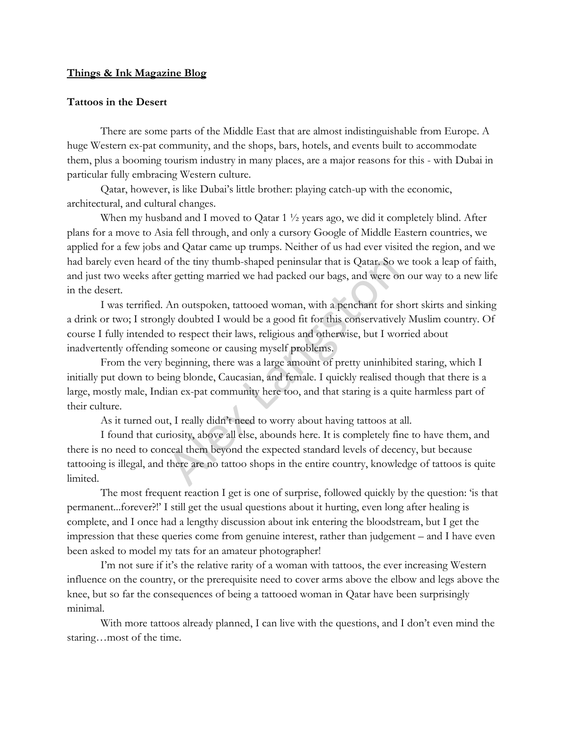**Things & Ink Magazine Blog**

**Tattoos in the Desert**

There are some parts of the Middle East that are almost indistinguishable from Europe. A huge Western ex-pat community, and the shops, bars, hotels, and events built to accommodate them, plus a booming tourism industry in many places, are a major reasons for this - with Dubai in particular fully embracing Western culture.

Qatar, however, is like Dubai's little brother: playing catch-up with the economic, architectural, and cultural changes.

When my husband and I moved to Qatar 1 ½ years ago, we did it completely blind. After plans for a move to Asia fell through, and only a cursory Google of Middle Eastern countries, we applied for a few jobs and Qatar came up trumps. Neither of us had ever visited the region, and we had barely even heard of the tiny thumb-shaped peninsular that is Qatar. So we took a leap of faith, and just two weeks after getting married we had packed our bags, and were on our way to a new life in the desert.

I was terrified. An outspoken, tattooed woman, with a penchant for short skirts and sinking a drink or two; I strongly doubted I would be a good fit for this conservatively Muslim country. Of course I fully intended to respect their laws, religious and otherwise, but I worried about inadvertently offending someone or causing myself problems.

From the very beginning, there was a large amount of pretty uninhibited staring, which I initially put down to being blonde, Caucasian, and female. I quickly realised though that there is a large, mostly male, Indian ex-pat community here too, and that staring is a quite harmless part of their culture.

As it turned out, I really didn't need to worry about having tattoos at all.

I found that curiosity, above all else, abounds here. It is completely fine to have them, and there is no need to conceal them beyond the expected standard levels of decency, but because tattooing is illegal, and there are no tattoo shops in the entire country, knowledge of tattoos is quite limited.

The most frequent reaction I get is one of surprise, followed quickly by the question: 'is that permanent...forever?!' I still get the usual questions about it hurting, even long after healing is complete, and I once had a lengthy discussion about ink entering the bloodstream, but I get the impression that these queries come from genuine interest, rather than judgement – and I have even been asked to model my tats for an amateur photographer!

I'm not sure if it's the relative rarity of a woman with tattoos, the ever increasing Western influence on the country, or the prerequisite need to cover arms above the elbow and legs above the knee, but so far the consequences of being a tattooed woman in Qatar have been surprisingly minimal.

With more tattoos already planned, I can live with the questions, and I don't even mind the staring…most of the time.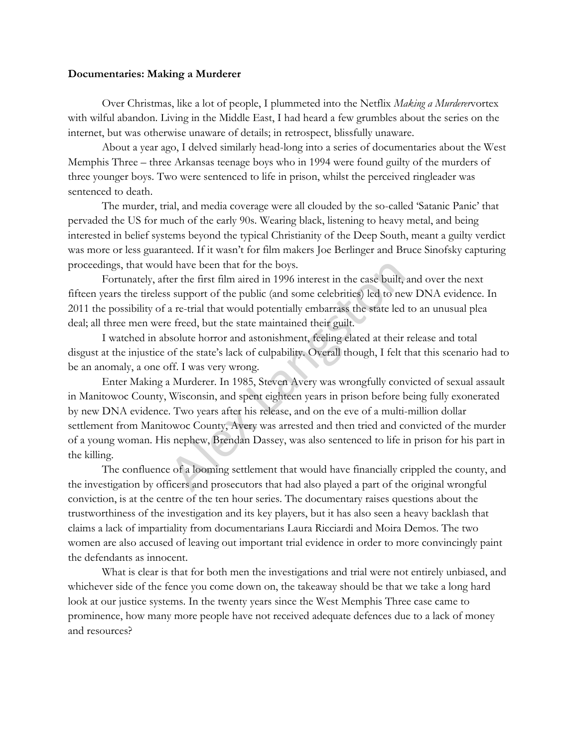**Documentaries: Making a Murderer**

Over Christmas, like a lot of people, I plummeted into the Netflix *Making a Murderer*vortex with wilful abandon. Living in the Middle East, I had heard a few grumbles about the series on the internet, but was otherwise unaware of details; in retrospect, blissfully unaware.

About a year ago, I delved similarly head-long into a series of documentaries about the West Memphis Three – three Arkansas teenage boys who in 1994 were found guilty of the murders of three younger boys. Two were sentenced to life in prison, whilst the perceived ringleader was sentenced to death.

The murder, trial, and media coverage were all clouded by the so-called 'Satanic Panic' that pervaded the US for much of the early 90s. Wearing black, listening to heavy metal, and being interested in belief systems beyond the typical Christianity of the Deep South, meant a guilty verdict was more or less guaranteed. If it wasn't for film makers Joe Berlinger and Bruce Sinofsky capturing proceedings, that would have been that for the boys.

Fortunately, after the first film aired in 1996 interest in the case built, and over the next fifteen years the tireless support of the public (and some celebrities) led to new DNA evidence. In 2011 the possibility of a re-trial that would potentially embarrass the state led to an unusual plea deal; all three men were freed, but the state maintained their guilt.

I watched in absolute horror and astonishment, feeling elated at their release and total disgust at the injustice of the state's lack of culpability. Overall though, I felt that this scenario had to be an anomaly, a one off. I was very wrong.

Enter Making a Murderer. In 1985, Steven Avery was wrongfully convicted of sexual assault in Manitowoc County, Wisconsin, and spent eighteen years in prison before being fully exonerated by new DNA evidence. Two years after his release, and on the eve of a multi-million dollar settlement from Manitowoc County, Avery was arrested and then tried and convicted of the murder of a young woman. His nephew, Brendan Dassey, was also sentenced to life in prison for his part in the killing.

The confluence of a looming settlement that would have financially crippled the county, and the investigation by officers and prosecutors that had also played a part of the original wrongful conviction, is at the centre of the ten hour series. The documentary raises questions about the trustworthiness of the investigation and its key players, but it has also seen a heavy backlash that claims a lack of impartiality from documentarians Laura Ricciardi and Moira Demos. The two women are also accused of leaving out important trial evidence in order to more convincingly paint the defendants as innocent.

What is clear is that for both men the investigations and trial were not entirely unbiased, and whichever side of the fence you come down on, the takeaway should be that we take a long hard look at our justice systems. In the twenty years since the West Memphis Three case came to prominence, how many more people have not received adequate defences due to a lack of money and resources?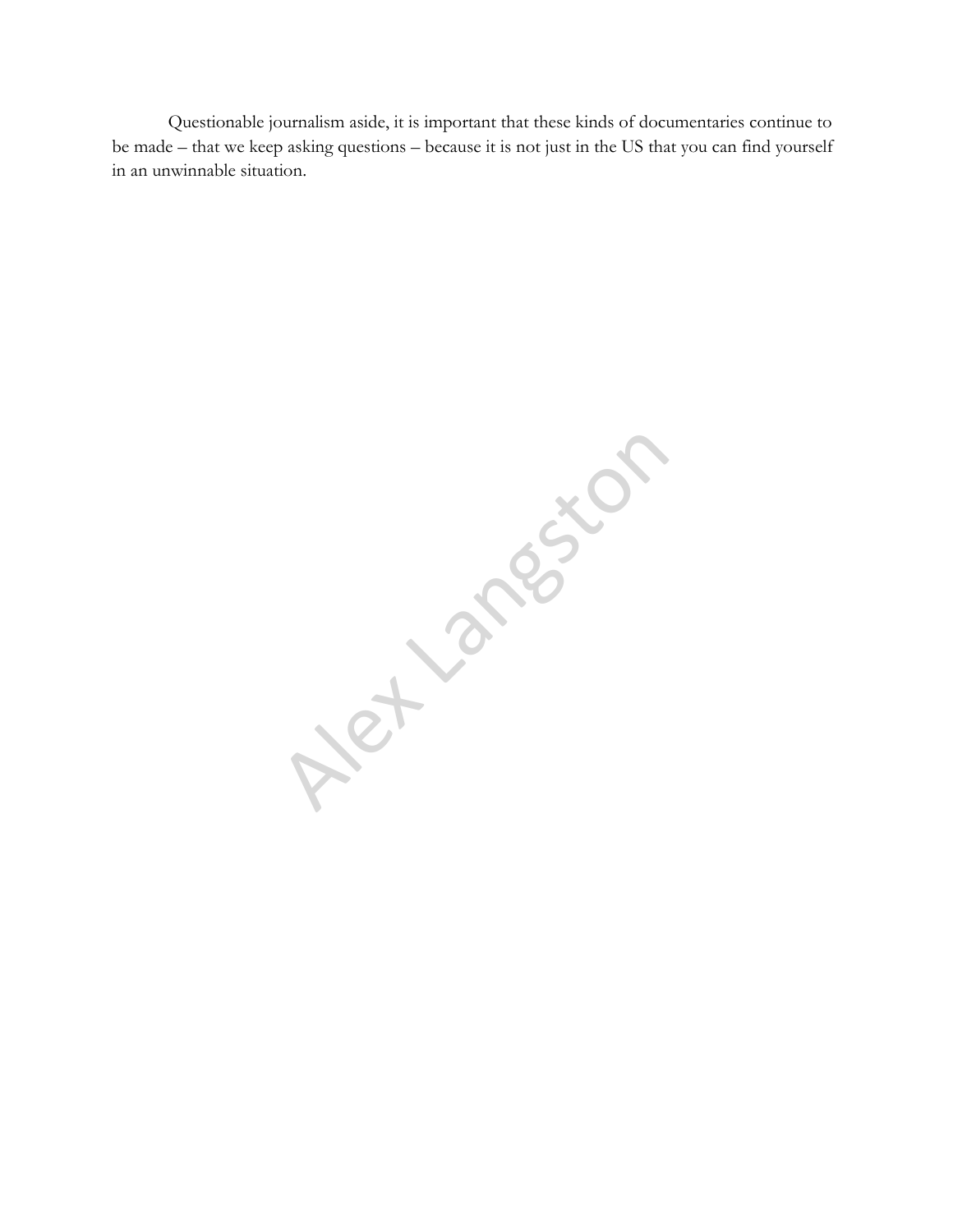Questionable journalism aside, it is important that these kinds of documentaries continue to be made – that we keep asking questions – because it is not just in the US that you can find yourself in an unwinnable situation.